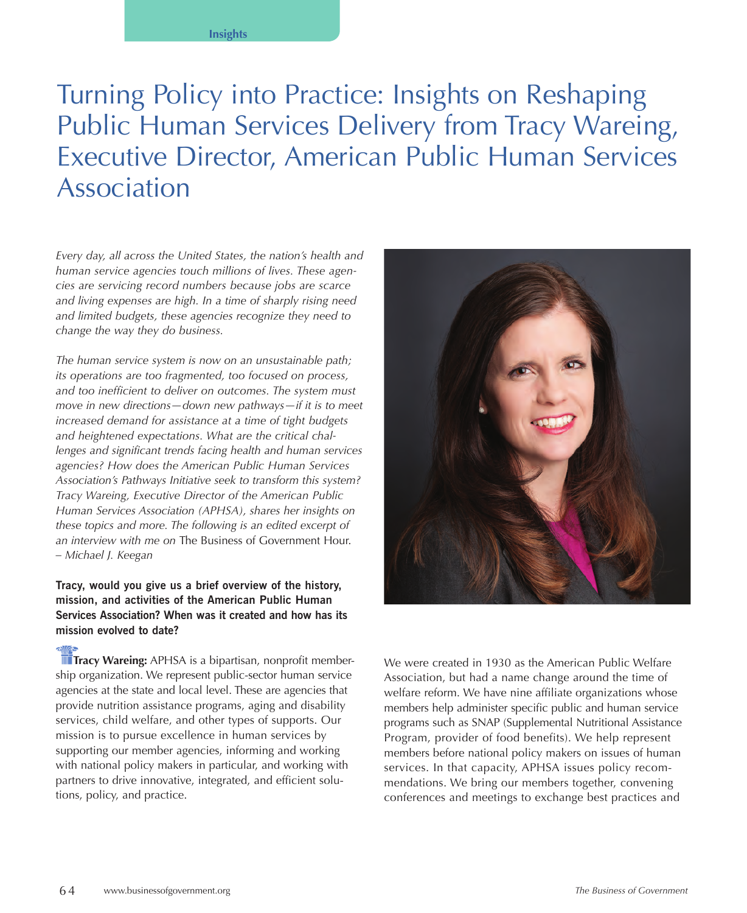# Turning Policy into Practice: Insights on Reshaping Public Human Services Delivery from Tracy Wareing, Executive Director, American Public Human Services Association

*Every day, all across the United States, the nation's health and human service agencies touch millions of lives. These agencies are servicing record numbers because jobs are scarce and living expenses are high. In a time of sharply rising need and limited budgets, these agencies recognize they need to change the way they do business.*

*The human service system is now on an unsustainable path; its operations are too fragmented, too focused on process, and too inefficient to deliver on outcomes. The system must move in new directions—down new pathways—if it is to meet increased demand for assistance at a time of tight budgets and heightened expectations. What are the critical challenges and significant trends facing health and human services agencies? How does the American Public Human Services Association's Pathways Initiative seek to transform this system? Tracy Wareing, Executive Director of the American Public Human Services Association (APHSA), shares her insights on these topics and more. The following is an edited excerpt of an interview with me on* The Business of Government Hour. *– Michael J. Keegan*

**Tracy, would you give us a brief overview of the history, mission, and activities of the American Public Human Services Association? When was it created and how has its mission evolved to date?**

**Tracy Wareing:** APHSA is a bipartisan, nonprofit membership organization. We represent public-sector human service agencies at the state and local level. These are agencies that provide nutrition assistance programs, aging and disability services, child welfare, and other types of supports. Our mission is to pursue excellence in human services by supporting our member agencies, informing and working with national policy makers in particular, and working with partners to drive innovative, integrated, and efficient solutions, policy, and practice.

We were created in 1930 as the American Public Welfare Association, but had a name change around the time of welfare reform. We have nine affiliate organizations whose members help administer specific public and human service programs such as SNAP (Supplemental Nutritional Assistance Program, provider of food benefits). We help represent members before national policy makers on issues of human services. In that capacity, APHSA issues policy recommendations. We bring our members together, convening conferences and meetings to exchange best practices and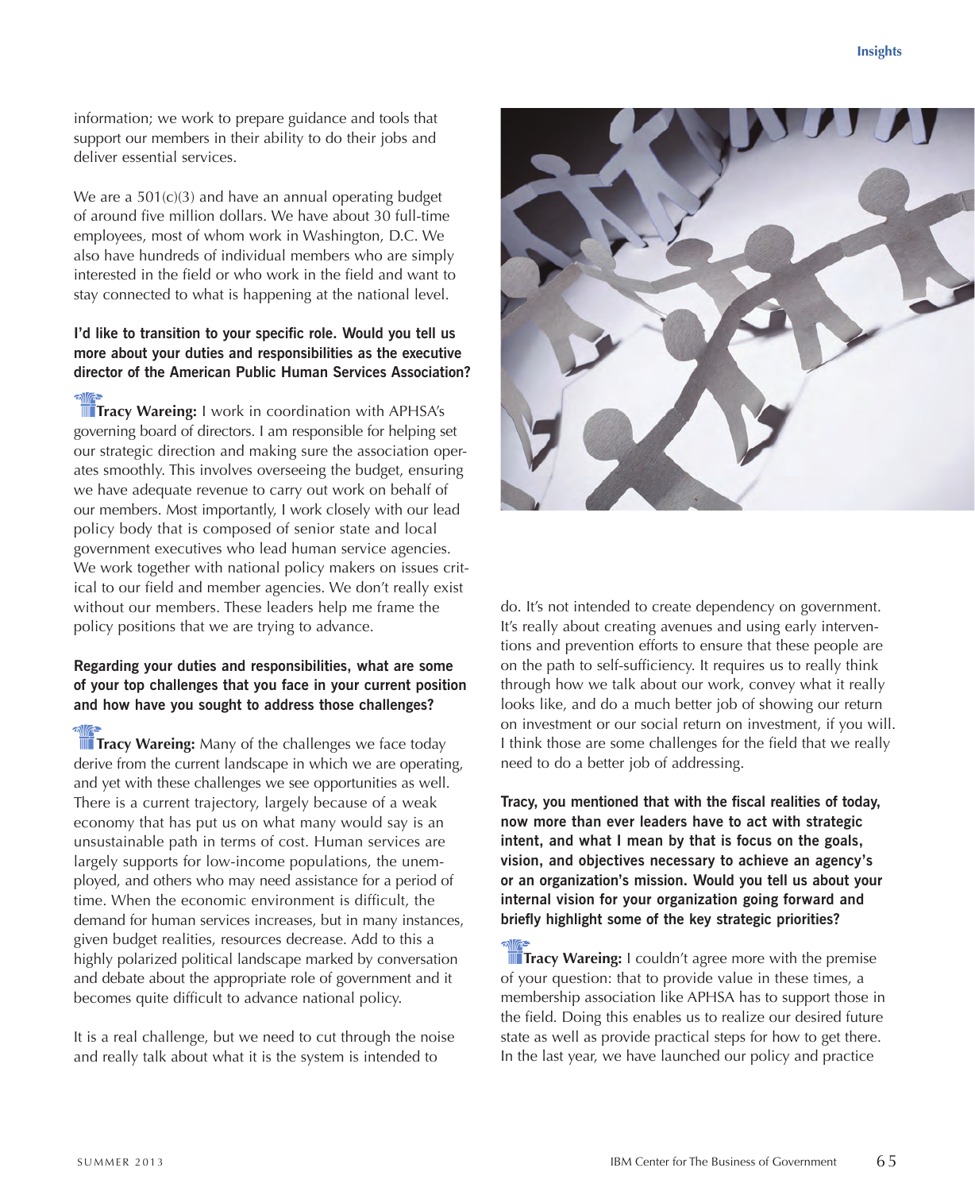information; we work to prepare guidance and tools that support our members in their ability to do their jobs and deliver essential services.

We are a 501(c)(3) and have an annual operating budget of around five million dollars. We have about 30 full-time employees, most of whom work in Washington, D.C. We also have hundreds of individual members who are simply interested in the field or who work in the field and want to stay connected to what is happening at the national level.

**I'd like to transition to your specific role. Would you tell us more about your duties and responsibilities as the executive director of the American Public Human Services Association?**

**Tracy Wareing:** I work in coordination with APHSA's governing board of directors. I am responsible for helping set our strategic direction and making sure the association operates smoothly. This involves overseeing the budget, ensuring we have adequate revenue to carry out work on behalf of our members. Most importantly, I work closely with our lead policy body that is composed of senior state and local government executives who lead human service agencies. We work together with national policy makers on issues critical to our field and member agencies. We don't really exist without our members. These leaders help me frame the policy positions that we are trying to advance.

**Regarding your duties and responsibilities, what are some of your top challenges that you face in your current position and how have you sought to address those challenges?**

**Tracy Wareing:** Many of the challenges we face today derive from the current landscape in which we are operating, and yet with these challenges we see opportunities as well. There is a current trajectory, largely because of a weak economy that has put us on what many would say is an unsustainable path in terms of cost. Human services are largely supports for low-income populations, the unemployed, and others who may need assistance for a period of time. When the economic environment is difficult, the demand for human services increases, but in many instances, given budget realities, resources decrease. Add to this a highly polarized political landscape marked by conversation and debate about the appropriate role of government and it becomes quite difficult to advance national policy.

It is a real challenge, but we need to cut through the noise and really talk about what it is the system is intended to do. It's not intended to create dependency on government. It's really about creating avenues and using early interventions and prevention efforts to ensure that these people are on the path to self-sufficiency. It requires us to really think through how we talk about our work, convey what it really looks like, and do a much better job of showing our return on investment or our social return on investment, if you will. I think those are some challenges for the field that we really need to do a better job of addressing.

**Tracy, you mentioned that with the fiscal realities of today, now more than ever leaders have to act with strategic intent, and what I mean by that is focus on the goals, vision, and objectives necessary to achieve an agency's or an organization's mission. Would you tell us about your internal vision for your organization going forward and briefly highlight some of the key strategic priorities?**

**Tracy Wareing:** I couldn't agree more with the premise of your question: that to provide value in these times, a membership association like APHSA has to support those in the field. Doing this enables us to realize our desired future state as well as provide practical steps for how to get there. In the last year, we have launched our policy and practice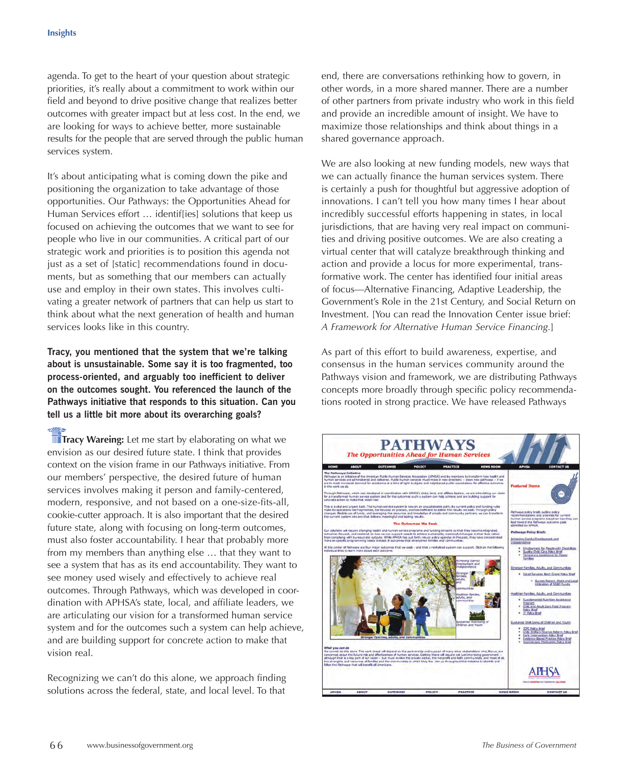agenda. To get to the heart of your question about strategic priorities, it's really about a commitment to work within our field and beyond to drive positive change that realizes better outcomes with greater impact but at less cost. In the end, we are looking for ways to achieve better, more sustainable results for the people that are served through the public human services system.

It's about anticipating what is coming down the pike and positioning the organization to take advantage of those opportunities. Our Pathways: the Opportunities Ahead for Human Services effort … identif[ies] solutions that keep us focused on achieving the outcomes that we want to see for people who live in our communities. A critical part of our strategic work and priorities is to position this agenda not just as a set of [static] recommendations found in documents, but as something that our members can actually use and employ in their own states. This involves cultivating a greater network of partners that can help us start to think about what the next generation of health and human services looks like in this country.

**Tracy, you mentioned that the system that we're talking about is unsustainable. Some say it is too fragmented, too process-oriented, and arguably too inefficient to deliver on the outcomes sought. You referenced the launch of the Pathways initiative that responds to this situation. Can you tell us a little bit more about its overarching goals?**

**Tracy Wareing:** Let me start by elaborating on what we envision as our desired future state. I think that provides context on the vision frame in our Pathways initiative. From our members' perspective, the desired future of human services involves making it person and family-centered, modern, responsive, and not based on a one-size-fits-all, cookie-cutter approach. It is also important that the desired future state, along with focusing on long-term outcomes, must also foster accountability. I hear that probably more from my members than anything else … that they want to see a system that has as its end accountability. They want to see money used wisely and effectively to achieve real outcomes. Through Pathways, which was developed in coordination with APHSA's state, local, and affiliate leaders, we are articulating our vision for a transformed human service system and for the outcomes such a system can help achieve, and are building support for concrete action to make that vision real.

Recognizing we can't do this alone, we approach finding solutions across the federal, state, and local level. To that end, there are conversations rethinking how to govern, in other words, in a more shared manner. There are a number of other partners from private industry who work in this field and provide an incredible amount of insight. We have to maximize those relationships and think about things in a shared governance approach.

We are also looking at new funding models, new ways that we can actually finance the human services system. There is certainly a push for thoughtful but aggressive adoption of innovations. I can't tell you how many times I hear about incredibly successful efforts happening in states, in local jurisdictions, that are having very real impact on communities and driving positive outcomes. We are also creating a virtual center that will catalyze breakthrough thinking and action and provide a locus for more experimental, transformative work. The center has identified four initial areas of focus—Alternative Financing, Adaptive Leadership, the Government's Role in the 21st Century, and Social Return on Investment. [You can read the Innovation Center issue brief: *A Framework for Alternative Human Service Financing*.]

As part of this effort to build awareness, expertise, and consensus in the human services community around the Pathways vision and framework, we are distributing Pathways concepts more broadly through specific policy recommendations rooted in strong practice. We have released Pathways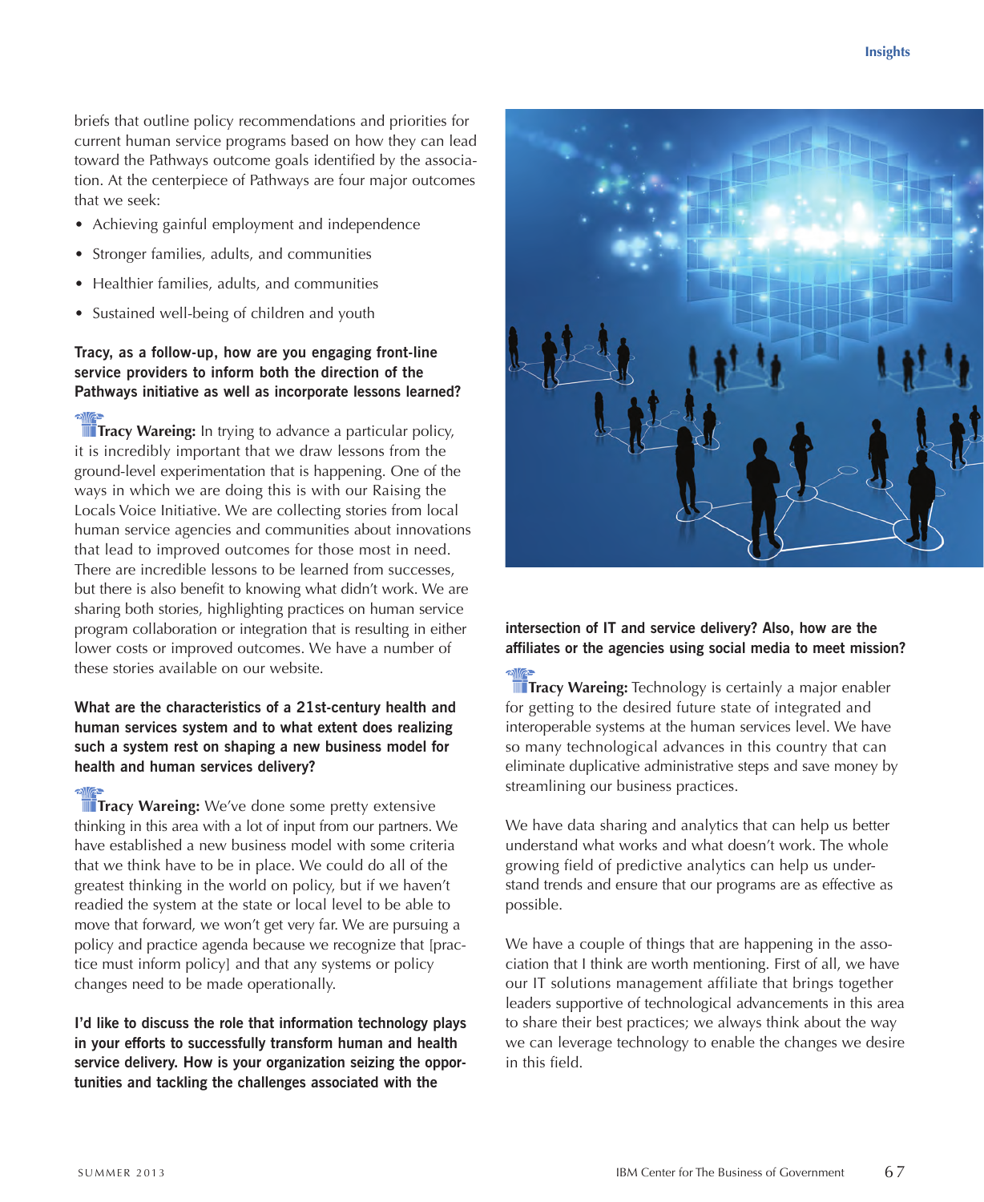briefs that outline policy recommendations and priorities for current human service programs based on how they can lead toward the Pathways outcome goals identified by the association. At the centerpiece of Pathways are four major outcomes that we seek:

- Achieving gainful employment and independence
- Stronger families, adults, and communities
- Healthier families, adults, and communities
- Sustained well-being of children and youth

**Tracy, as a follow-up, how are you engaging front-line service providers to inform both the direction of the Pathways initiative as well as incorporate lessons learned?**

**Tracy Wareing:** In trying to advance a particular policy, it is incredibly important that we draw lessons from the ground-level experimentation that is happening. One of the ways in which we are doing this is with our Raising the Locals Voice Initiative. We are collecting stories from local human service agencies and communities about innovations that lead to improved outcomes for those most in need. There are incredible lessons to be learned from successes, but there is also benefit to knowing what didn't work. We are sharing both stories, highlighting practices on human service program collaboration or integration that is resulting in either lower costs or improved outcomes. We have a number of these stories available on our website.

**What are the characteristics of a 21st-century health and human services system and to what extent does realizing such a system rest on shaping a new business model for health and human services delivery?**

**Tracy Wareing:** We've done some pretty extensive thinking in this area with a lot of input from our partners. We have established a new business model with some criteria that we think have to be in place. We could do all of the greatest thinking in the world on policy, but if we haven't readied the system at the state or local level to be able to move that forward, we won't get very far. We are pursuing a policy and practice agenda because we recognize that [practice must inform policy] and that any systems or policy changes need to be made operationally.

**I'd like to discuss the role that information technology plays in your efforts to successfully transform human and health service delivery. How is your organization seizing the opportunities and tackling the challenges associated with the intersection of IT and service delivery? Also, how are the affiliates or the agencies using social media to meet mission?**

**Tracy Wareing:** Technology is certainly a major enabler for getting to the desired future state of integrated and interoperable systems at the human services level. We have so many technological advances in this country that can eliminate duplicative administrative steps and save money by streamlining our business practices.

We have data sharing and analytics that can help us better understand what works and what doesn't work. The whole growing field of predictive analytics can help us understand trends and ensure that our programs are as effective as possible.

We have a couple of things that are happening in the association that I think are worth mentioning. First of all, we have our IT solutions management affiliate that brings together leaders supportive of technological advancements in this area to share their best practices; we always think about the way we can leverage technology to enable the changes we desire in this field.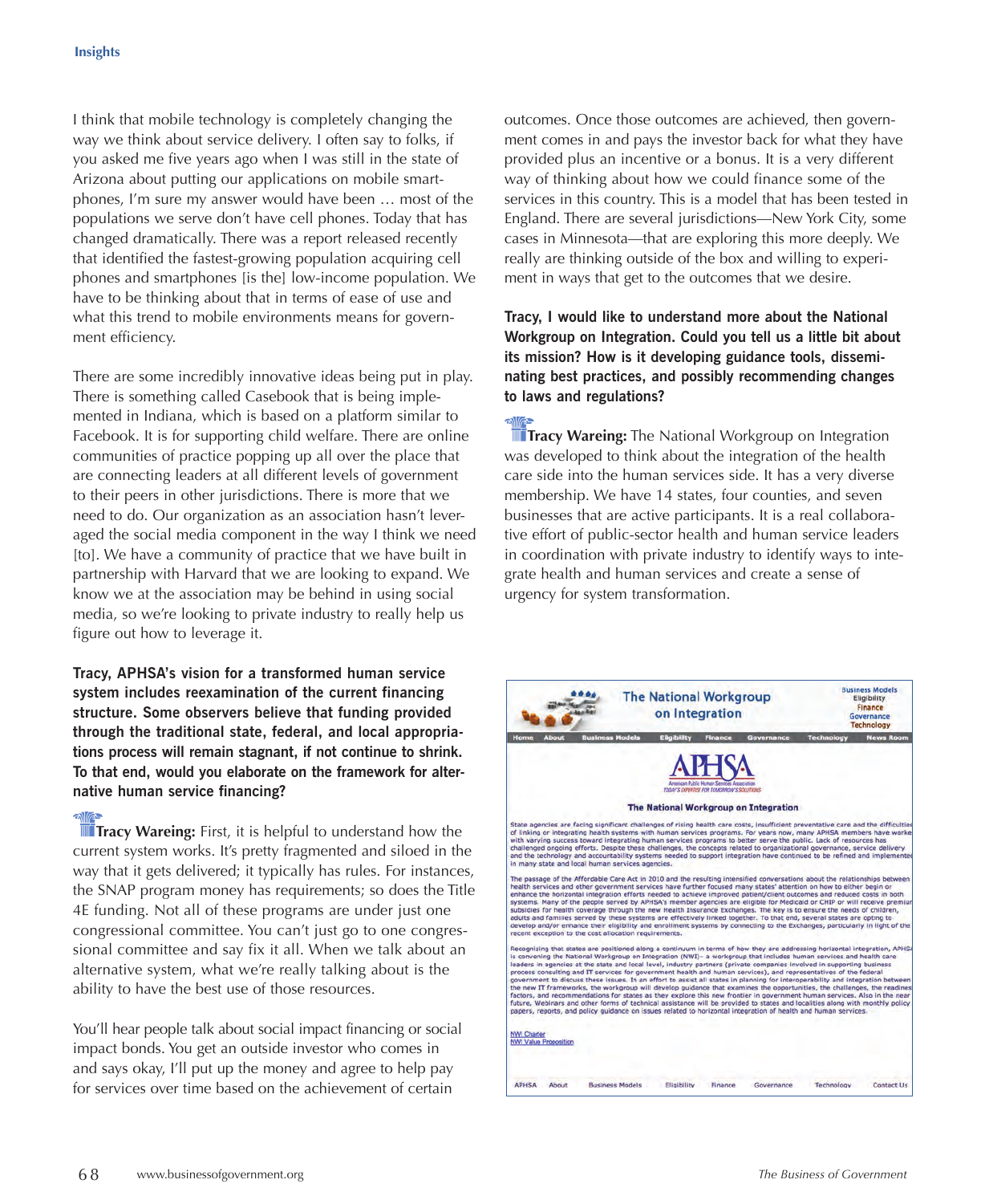I think that mobile technology is completely changing the way we think about service delivery. I often say to folks, if you asked me five years ago when I was still in the state of Arizona about putting our applications on mobile smartphones, I'm sure my answer would have been … most of the populations we serve don't have cell phones. Today that has changed dramatically. There was a report released recently that identified the fastest-growing population acquiring cell phones and smartphones [is the] low-income population. We have to be thinking about that in terms of ease of use and what this trend to mobile environments means for government efficiency.

There are some incredibly innovative ideas being put in play. There is something called Casebook that is being implemented in Indiana, which is based on a platform similar to Facebook. It is for supporting child welfare. There are online communities of practice popping up all over the place that are connecting leaders at all different levels of government to their peers in other jurisdictions. There is more that we need to do. Our organization as an association hasn't leveraged the social media component in the way I think we need [to]. We have a community of practice that we have built in partnership with Harvard that we are looking to expand. We know we at the association may be behind in using social media, so we're looking to private industry to really help us figure out how to leverage it.

**Tracy, APHSA's vision for a transformed human service system includes reexamination of the current financing structure. Some observers believe that funding provided through the traditional state, federal, and local appropriations process will remain stagnant, if not continue to shrink. To that end, would you elaborate on the framework for alternative human service financing?**

**Tracy Wareing:** First, it is helpful to understand how the current system works. It's pretty fragmented and siloed in the way that it gets delivered; it typically has rules. For instances, the SNAP program money has requirements; so does the Title 4E funding. Not all of these programs are under just one congressional committee. You can't just go to one congressional committee and say fix it all. When we talk about an alternative system, what we're really talking about is the ability to have the best use of those resources.

You'll hear people talk about social impact financing or social impact bonds. You get an outside investor who comes in and says okay, I'll put up the money and agree to help pay for services over time based on the achievement of certain outcomes. Once those outcomes are achieved, then government comes in and pays the investor back for what they have provided plus an incentive or a bonus. It is a very different way of thinking about how we could finance some of the services in this country. This is a model that has been tested in England. There are several jurisdictions—New York City, some cases in Minnesota—that are exploring this more deeply. We really are thinking outside of the box and willing to experiment in ways that get to the outcomes that we desire.

**Tracy, I would like to understand more about the National Workgroup on Integration. Could you tell us a little bit about its mission? How is it developing guidance tools, disseminating best practices, and possibly recommending changes to laws and regulations?**

**Tracy Wareing:** The National Workgroup on Integration was developed to think about the integration of the health care side into the human services side. It has a very diverse membership. We have 14 states, four counties, and seven businesses that are active participants. It is a real collaborative effort of public-sector health and human service leaders in coordination with private industry to identify ways to integrate health and human services and create a sense of urgency for system transformation.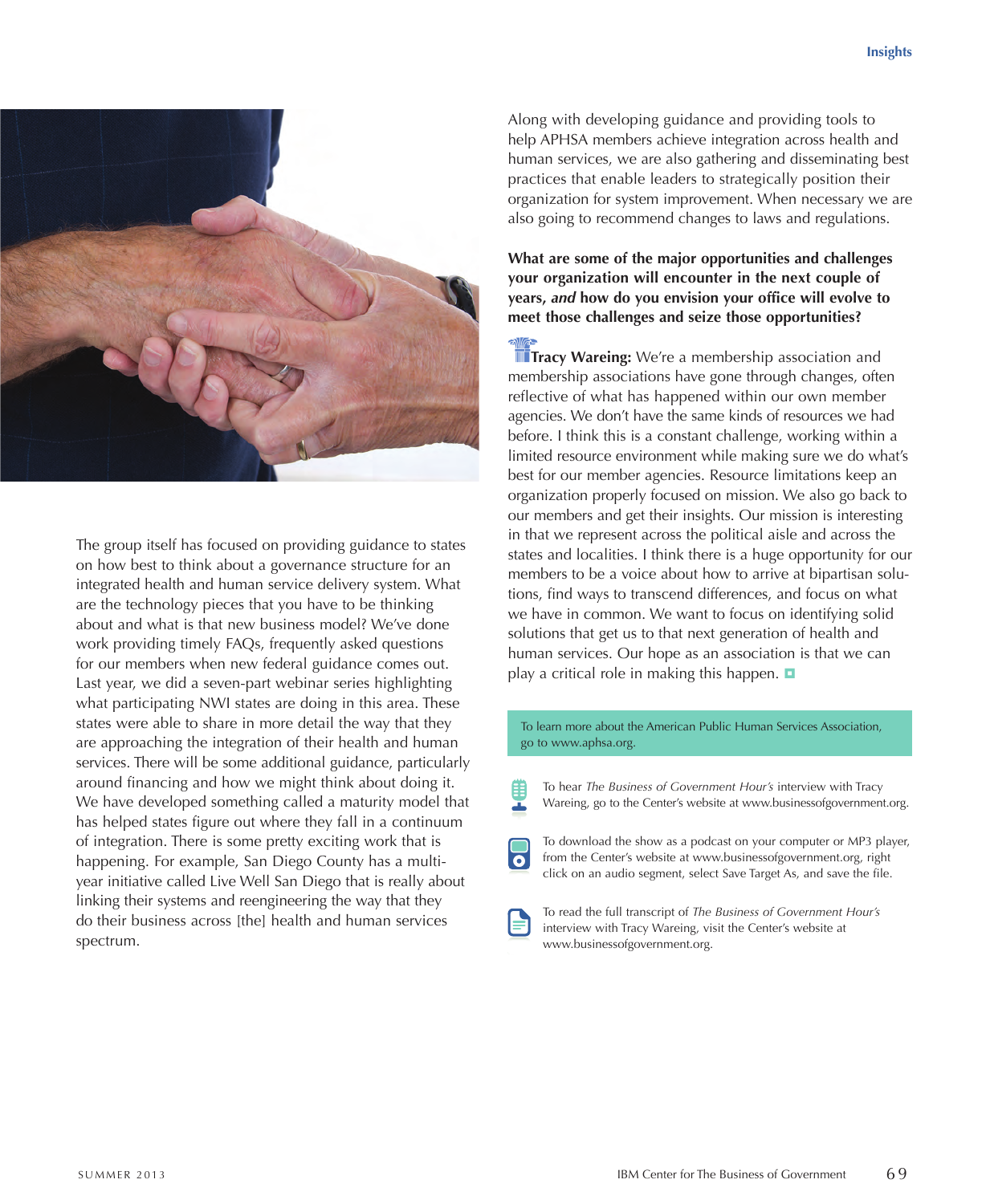The group itself has focused on providing guidance to states on how best to think about a governance structure for an integrated health and human service delivery system. What are the technology pieces that you have to be thinking about and what is that new business model? We've done work providing timely FAQs, frequently asked questions for our members when new federal guidance comes out. Last year, we did a seven-part webinar series highlighting what participating NWI states are doing in this area. These states were able to share in more detail the way that they are approaching the integration of their health and human services. There will be some additional guidance, particularly around financing and how we might think about doing it. We have developed something called a maturity model that has helped states figure out where they fall in a continuum of integration. There is some pretty exciting work that is happening. For example, San Diego County has a multi-year initiative called Live Well San Diego that is really about linking their systems and reengineering the way that they do their business across [the] health and human services spectrum.

Along with developing guidance and providing tools to help APHSA members achieve integration across health and human services, we are also gathering and disseminating best practices that enable leaders to strategically position their organization for system improvement. When necessary we are also going to recommend changes to laws and regulations.

**What are some of the major opportunities and challenges your organization will encounter in the next couple of years, *and* how do you envision your office will evolve to meet those challenges and seize those opportunities?**

**Tracy Wareing:** We're a membership association and membership associations have gone through changes, often reflective of what has happened within our own member agencies. We don't have the same kinds of resources we had before. I think this is a constant challenge, working within a limited resource environment while making sure we do what's best for our member agencies. Resource limitations keep an organization properly focused on mission. We also go back to our members and get their insights. Our mission is interesting in that we represent across the political aisle and across the states and localities. I think there is a huge opportunity for our members to be a voice about how to arrive at bipartisan solutions, find ways to transcend differences, and focus on what we have in common. We want to focus on identifying solid solutions that get us to that next generation of health and human services. Our hope as an association is that we can play a critical role in making this happen.

To learn more about the American Public Human Services Association, go to www.aphsa.org.

To hear *The Business of Government Hour's* interview with Tracy Wareing, go to the Center's website at www.businessofgovernment.org.

To download the show as a podcast on your computer or MP3 player, from the Center's website at www.businessofgovernment.org, right click on an audio segment, select Save Target As, and save the file.

To read the full transcript of *The Business of Government Hour's* interview with Tracy Wareing, visit the Center's website at www.businessofgovernment.org.